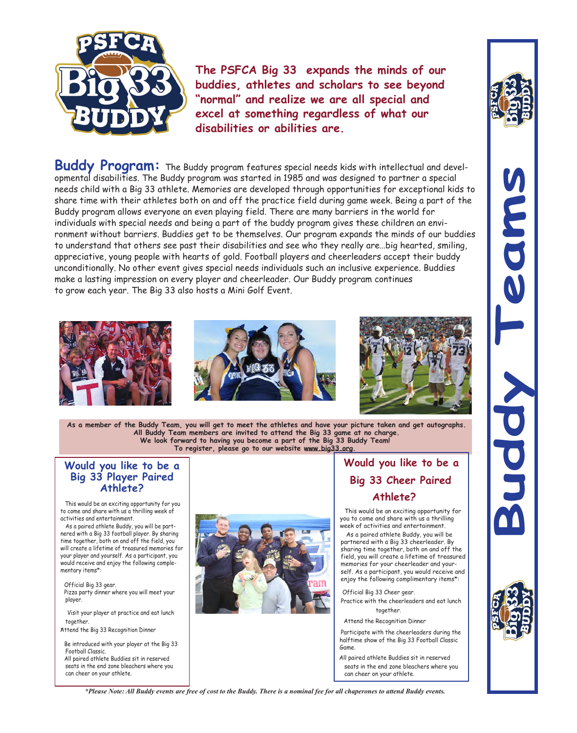**The PSFCA Big 33 expands the minds of our buddies, athletes and scholars to see beyond "normal" and realize we are all special and excel at something regardless of what our disabilities or abilities are.**

# Buddy Teams

**Buddy Program:** The Buddy program features special needs kids with intellectual and developmental disabilities. The Buddy program was started in 1985 and was designed to partner a special needs child with a Big 33 athlete. Memories are developed through opportunities for exceptional kids to share time with their athletes both on and off the practice field during game week. Being a part of the Buddy program allows everyone an even playing field. There are many barriers in the world for individuals with special needs and being a part of the buddy program gives these children an environment without barriers. Buddies get to be themselves. Our program expands the minds of our buddies to understand that others see past their disabilities and see who they really are…big hearted, smiling, appreciative, young people with hearts of gold. Football players and cheerleaders accept their buddy unconditionally. No other event gives special needs individuals such an inclusive experience. Buddies make a lasting impression on every player and cheerleader. Our Buddy program continues to grow each year. The Big 33 also hosts a Mini Golf Event.

**As a member of the Buddy Team, you will get to meet the athletes and have your picture taken and get autographs. All Buddy Team members are invited to attend the Big 33 game at no charge. We look forward to having you become a part of the Big 33 Buddy Team! To register, please go to our website www.big33.org.**

## Would you like to be a Big 33 Player Paired Athlete?

This would be an exciting opportunity for you to come and share with us a thrilling week of activities and entertainment.

As a paired athlete Buddy, you will be partnered with a Big 33 football player. By sharing time together, both on and off the field, you will create a lifetime of treasured memories for your player and yourself. As a participant, you would receive and enjoy the following complementary items*:

- Official Big 33 gear.
- Pizza party dinner where you will meet your player.
- Visit your player at practice and eat lunch together.
- Attend the Big 33 Recognition Dinner
- Be introduced with your player at the Big 33 Football Classic.
- All paired athlete Buddies sit in reserved seats in the end zone bleachers where you can cheer on your athlete.

## Would you like to be a Big 33 Cheer Paired Athlete?

This would be an exciting opportunity for you to come and share with us a thrilling week of activities and entertainment.

As a paired athlete Buddy, you will be partnered with a Big 33 cheerleader. By sharing time together, both on and off the field, you will create a lifetime of treasured memories for your cheerleader and yourself. As a participant, you would receive and enjoy the following complimentary items*:

- Official Big 33 Cheer gear.
- Practice with the cheerleaders and eat lunch together.
- Attend the Recognition Dinner
- Participate with the cheerleaders during the halftime show of the Big 33 Football Classic Game.
- All paired athlete Buddies sit in reserved seats in the end zone bleachers where you can cheer on your athlete.

*\*Please Note: All Buddy events are free of cost to the Buddy. There is a nominal fee for all chaperones to attend Buddy events.*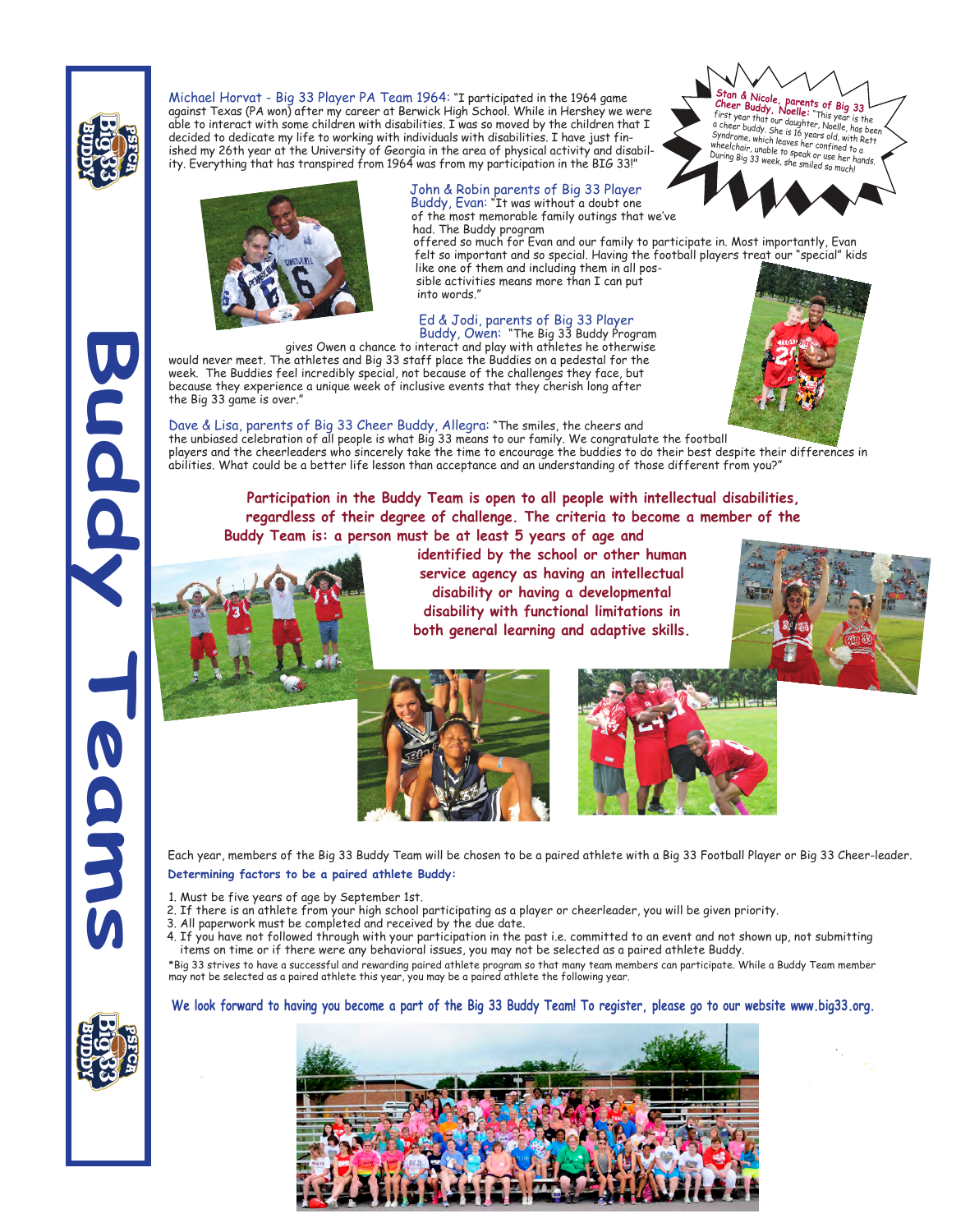# Buddy Teams

Michael Horvat - Big 33 Player PA Team 1964: "I participated in the 1964 game against Texas (PA won) after my career at Berwick High School. While in Hershey we were able to interact with some children with disabilities. I was so moved by the children that I decided to dedicate my life to working with individuals with disabilities. I have just finished my 26th year at the University of Georgia in the area of physical activity and disability. Everything that has transpired from 1964 was from my participation in the BIG 33!"

Stan & Nicole, parents of Big 33 Cheer Buddy, Noelle: "This year is the first year that our daughter, Noelle, has been a cheer buddy. She is 16 years old, with Rett Syndrome, which leaves her confined to a wheelchair, unable to speak or use her hands. During Big 33 week, she smiled so much!

John & Robin parents of Big 33 Player Buddy, Evan: "It was without a doubt one of the most memorable family outings that we've had. The Buddy program offered so much for Evan and our family to participate in. Most importantly, Evan felt so important and so special. Having the football players treat our "special" kids like one of them and including them in all possible activities means more than I can put into words."

Ed & Jodi, parents of Big 33 Player Buddy, Owen: "The Big 33 Buddy Program gives Owen a chance to interact and play with athletes he otherwise would never meet. The athletes and Big 33 staff place the Buddies on a pedestal for the week. The Buddies feel incredibly special, not because of the challenges they face, but because they experience a unique week of inclusive events that they cherish long after the Big 33 game is over."

Dave & Lisa, parents of Big 33 Cheer Buddy, Allegra: "The smiles, the cheers and the unbiased celebration of all people is what Big 33 means to our family. We congratulate the football players and the cheerleaders who sincerely take the time to encourage the buddies to do their best despite their differences in abilities. What could be a better life lesson than acceptance and an understanding of those different from you?"

**Participation in the Buddy Team is open to all people with intellectual disabilities, regardless of their degree of challenge. The criteria to become a member of the Buddy Team is: a person must be at least 5 years of age and identified by the school or other human service agency as having an intellectual disability or having a developmental disability with functional limitations in both general learning and adaptive skills.**

Each year, members of the Big 33 Buddy Team will be chosen to be a paired athlete with a Big 33 Football Player or Big 33 Cheer-leader.

**Determining factors to be a paired athlete Buddy:**

1. Must be five years of age by September 1st.
2. If there is an athlete from your high school participating as a player or cheerleader, you will be given priority.
3. All paperwork must be completed and received by the due date.
4. If you have not followed through with your participation in the past i.e. committed to an event and not shown up, not submitting items on time or if there were any behavioral issues, you may not be selected as a paired athlete Buddy.

*Big 33 strives to have a successful and rewarding paired athlete program so that many team members can participate. While a Buddy Team member may not be selected as a paired athlete this year, you may be a paired athlete the following year.

**We look forward to having you become a part of the Big 33 Buddy Team! To register, please go to our website www.big33.org.**